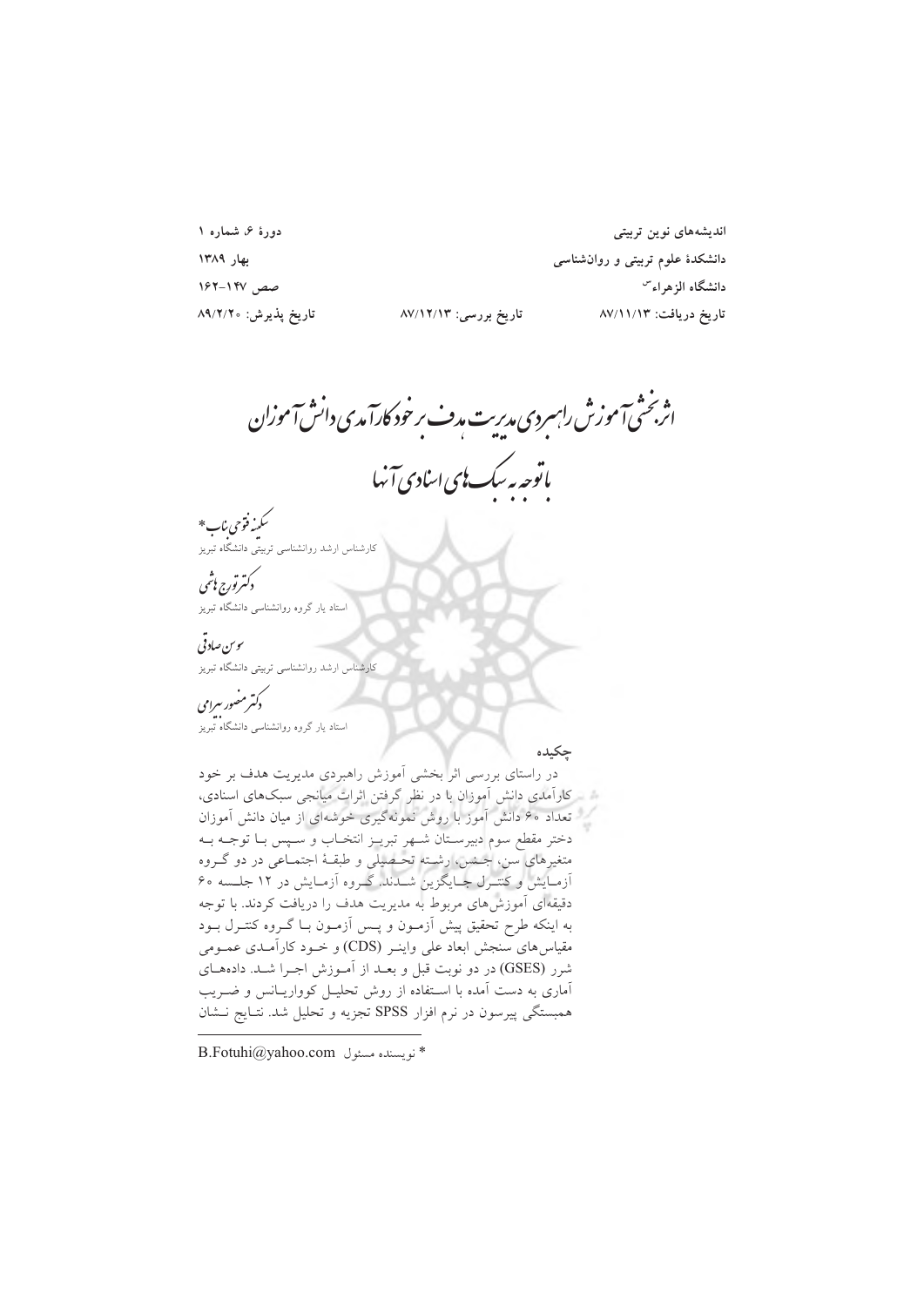اندیشه‌های نوین تربیتی
دانشکدهٔ علوم تربیتی و روان‌شناسی
دانشگاه الزهراء(س)

دورهٔ ۶، شماره ۱
بهار ۱۳۸۹
صص ۱۴۷-۱۶۲

تاریخ دریافت: ۸۷/۱۱/۱۳ — تاریخ بررسی: ۸۷/۱۲/۱۳ — تاریخ پذیرش: ۸۹/۲/۲۰

# اثربخشی آموزش راهبردی مدیریت هدف بر خودکارآمدی دانش‌آموزان با توجه به سبک‌های اسنادی آنها

**سکینه فتوحی بناب***
کارشناس ارشد روانشناسی تربیتی دانشگاه تبریز

**دکتر تورج هاشمی**
استاد یار گروه روانشناسی دانشگاه تبریز

**سوسن صادقی**
کارشناس ارشد روانشناسی تربیتی دانشگاه تبریز

**دکتر منصور بیرامی**
استاد یار گروه روانشناسی دانشگاه تبریز

## چکیده

در راستای بررسی اثر بخشی آموزش راهبردی مدیریت هدف بر خود کارآمدی دانش آموزان با در نظر گرفتن اثرات میانجی سبک‌های اسنادی، تعداد ۶۰ دانش آموز با روش نمونه‌گیری خوشه‌ای از میان دانش آموزان دختر مقطع سوم دبیرستان شهر تبریز انتخاب و سپس با توجه به متغیرهای سن، جنس، رشته تحصیلی و طبقهٔ اجتماعی در دو گروه آزمایش و کنترل جایگزین شدند. گروه آزمایش در ۱۲ جلسه ۶۰ دقیقه‌ای آموزش‌های مربوط به مدیریت هدف را دریافت کردند. با توجه به اینکه طرح تحقیق پیش آزمون و پس آزمون با گروه کنترل بود مقیاس‌های سنجش ابعاد علی واینر (CDS) و خود کارآمدی عمومی شرر (GSES) در دو نوبت قبل و بعد از آموزش اجرا شد. داده‌های آماری به دست آمده با استفاده از روش تحلیل کوواریانس و ضریب همبستگی پیرسون در نرم افزار SPSS تجزیه و تحلیل شد. نتایج نشان

* نویسنده مسئول B.Fotuhi@yahoo.com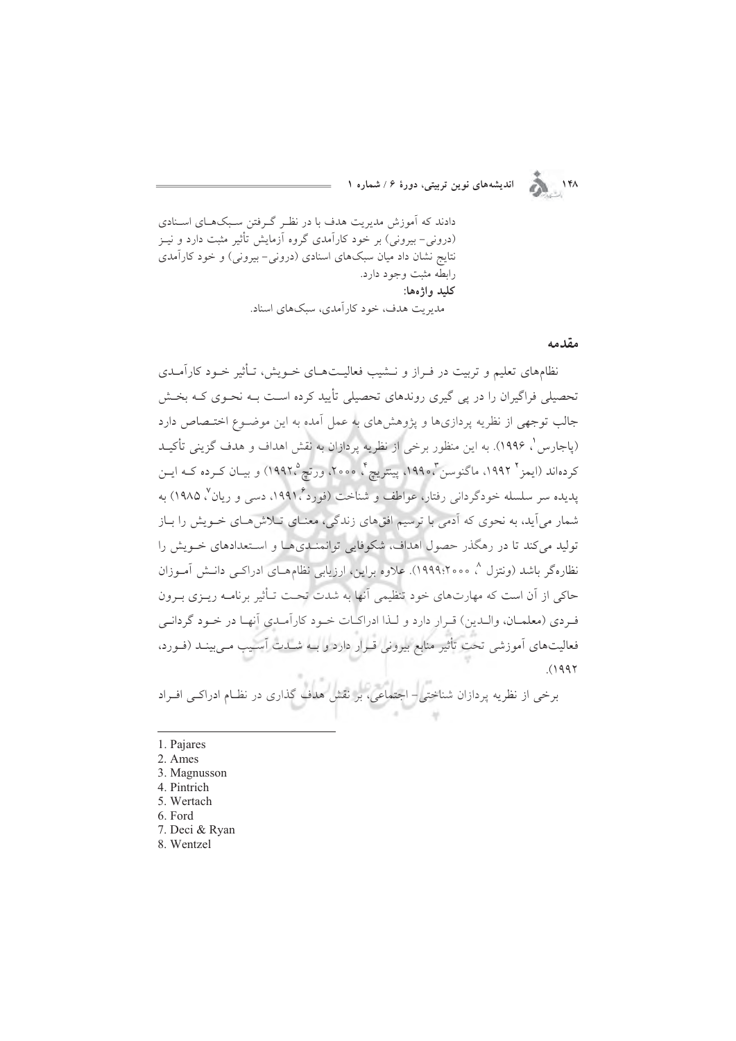دادند که آموزش مدیریت هدف با در نظر گرفتن سبک‌های اسنادی (درونی- بیرونی) بر خود کارآمدی گروه آزمایش تأثیر مثبت دارد و نیز نتایج نشان داد میان سبک‌های اسنادی (درونی- بیرونی) و خود کارآمدی رابطه مثبت وجود دارد.

**کلید واژه‌ها:**

مدیریت هدف، خود کارآمدی، سبک‌های اسناد.

## مقدمه

نظام‌های تعلیم و تربیت در فراز و نشیب فعالیت‌های خویش، تأثیر خود کارآمدی تحصیلی فراگیران را در پی گیری روندهای تحصیلی تأیید کرده است به نحوی که بخش جالب توجهی از نظریه پردازی‌ها و پژوهش‌های به عمل آمده به این موضوع اختصاص دارد (پاجارس[1]، ۱۹۹۶). به این منظور برخی از نظریه پردازان به نقش اهداف و هدف گزینی تأکید کرده‌اند (ایمز[2] ۱۹۹۲، ماگنوسن[3] ،۱۹۹۰، پینتریچ[4]، ۲۰۰۰، ورتچ[5]،۱۹۹۲) و بیان کرده که این پدیده سر سلسله خودگردانی رفتار، عواطف و شناخت (فورد[6]،۱۹۹۱، دسی و ریان[7]، ۱۹۸۵) به شمار می‌آید، به نحوی که آدمی با ترسیم افق‌های زندگی، معنای تلاش‌های خویش را باز تولید می‌کند تا در رهگذر حصول اهداف، شکوفایی توانمندی‌ها و استعدادهای خویش را نظاره‌گر باشد (ونتزل[8]، ۱۹۹۹:۲۰۰۰). علاوه براین، ارزیابی نظام‌های ادراکی دانش آموزان حاکی از آن است که مهارت‌های خود تنظیمی آنها به شدت تحت تأثیر برنامه ریزی برون فردی (معلمان، والدین) قرار دارد و لذا ادراکات خود کارآمدی آنها در خود گردانی فعالیت‌های آموزشی تحت تأثیر منابع بیرونی قرار دارد و به شدت آسیب می‌بینند (فورد، ۱۹۹۲).

برخی از نظریه پردازان شناختی- اجتماعی، بر نقش هدف گذاری در نظام ادراکی افراد

---

1. Pajares
2. Ames
3. Magnusson
4. Pintrich
5. Wertach
6. Ford
7. Deci & Ryan
8. Wentzel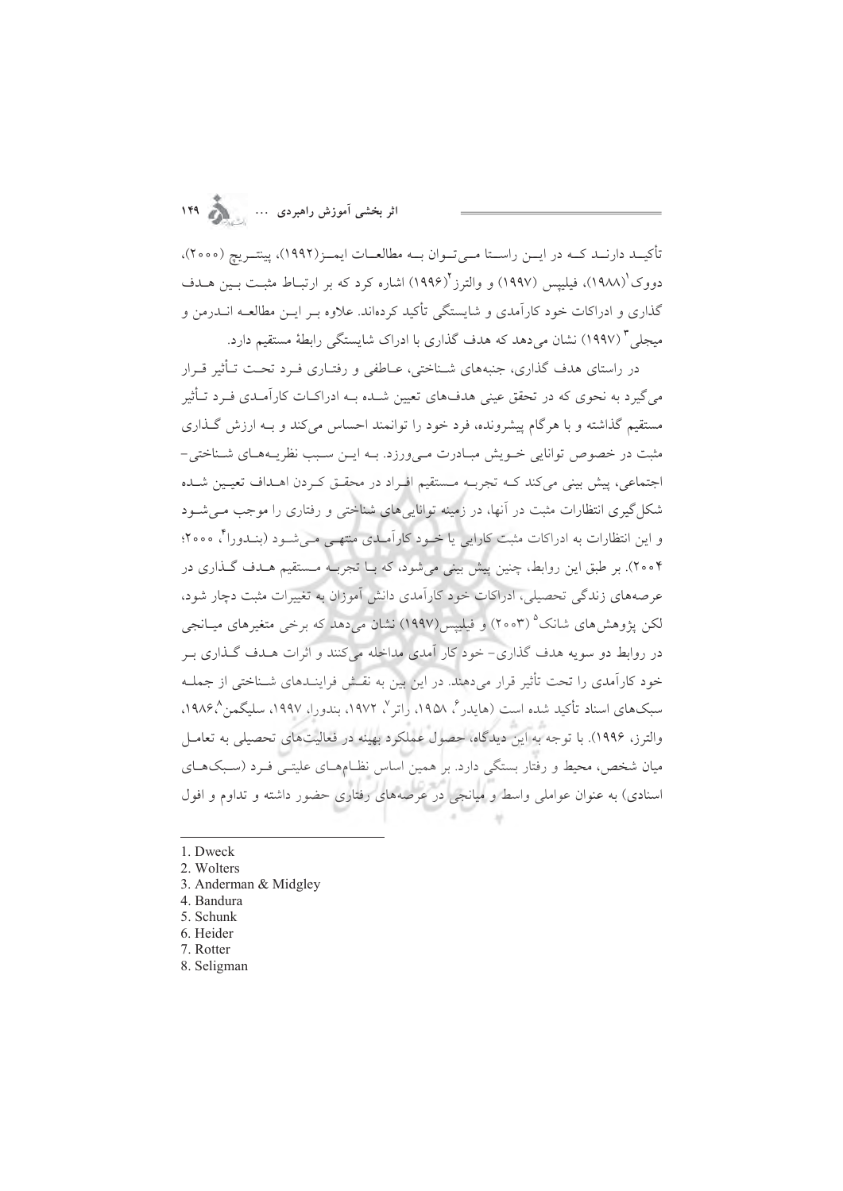تأکیـد دارنـد کـه در ایـن راسـتا مـی‌تـوان بـه مطالعـات ایمـز(۱۹۹۲)، پینتـریچ (۲۰۰۰)، دووک[1](۱۹۸۸)، فیلیپس (۱۹۹۷) و والترز[2](۱۹۹۶) اشاره کرد که بر ارتبـاط مثبـت بـین هـدف گذاری و ادراکات خود کارآمدی و شایستگی تأکید کرده‌اند. علاوه بـر ایـن مطالعـه انـدرمن و میجلی[3] (۱۹۹۷) نشان می‌دهد که هدف گذاری با ادراک شایستگی رابطهٔ مستقیم دارد.

در راستای هدف گذاری، جنبه‌های شـناختی، عـاطفی و رفتـاری فـرد تحـت تـأثیر قـرار می‌گیرد به نحوی که در تحقق عینی هدف‌های تعیین شـده بـه ادراکـات کارآمـدی فـرد تـأثیر مستقیم گذاشته و با هرگام پیشرونده، فرد خود را توانمند احساس می‌کند و بـه ارزش گـذاری مثبت در خصوص توانایی خـویش مبـادرت مـی‌ورزد. بـه ایـن سـبب نظریـه‌هـای شـناختی- اجتماعی، پیش بینی می‌کند کـه تجربـه مـستقیم افـراد در محقـق کـردن اهـداف تعیـین شـده شکل‌گیری انتظارات مثبت در آنها، در زمینه توانایی‌های شناختی و رفتاری را موجب مـی‌شـود و این انتظارات به ادراکات مثبت کارایی یا خـود کارآمـدی منتهـی مـی‌شـود (بنـدورا[4]، ۲۰۰۰؛ ۲۰۰۴). بر طبق این روابط، چنین پیش بینی می‌شود، که بـا تجربـه مـستقیم هـدف گـذاری در عرصه‌های زندگی تحصیلی، ادراکات خود کارآمدی دانش آموزان به تغییرات مثبت دچار شود، لکن پژوهش‌های شانک[5] (۲۰۰۳) و فیلیپس(۱۹۹۷) نشان می‌دهد که برخی متغیرهای میـانجی در روابط دو سویه هدف گذاری- خود کار آمدی مداخله می‌کنند و اثرات هـدف گـذاری بـر خود کارآمدی را تحت تأثیر قرار می‌دهند. در این بین به نقـش فراینـدهای شـناختی از جملـه سبک‌های اسناد تأکید شده است (هایدر[6]، ۱۹۵۸، راتر[7]، ۱۹۷۲، بندورا، ۱۹۹۷، سلیگمن[8]،۱۹۸۶، والترز، ۱۹۹۶). با توجه به این دیدگاه، حصول عملکرد بهینه در فعالیت‌های تحصیلی به تعامـل میان شخص، محیط و رفتار بستگی دارد. بر همین اساس نظـام‌هـای علیتـی فـرد (سـبک‌هـای اسنادی) به عنوان عواملی واسط و میانجی در عرصه‌های رفتاری حضور داشته و تداوم و افول

---

1. Dweck
2. Wolters
3. Anderman & Midgley
4. Bandura
5. Schunk
6. Heider
7. Rotter
8. Seligman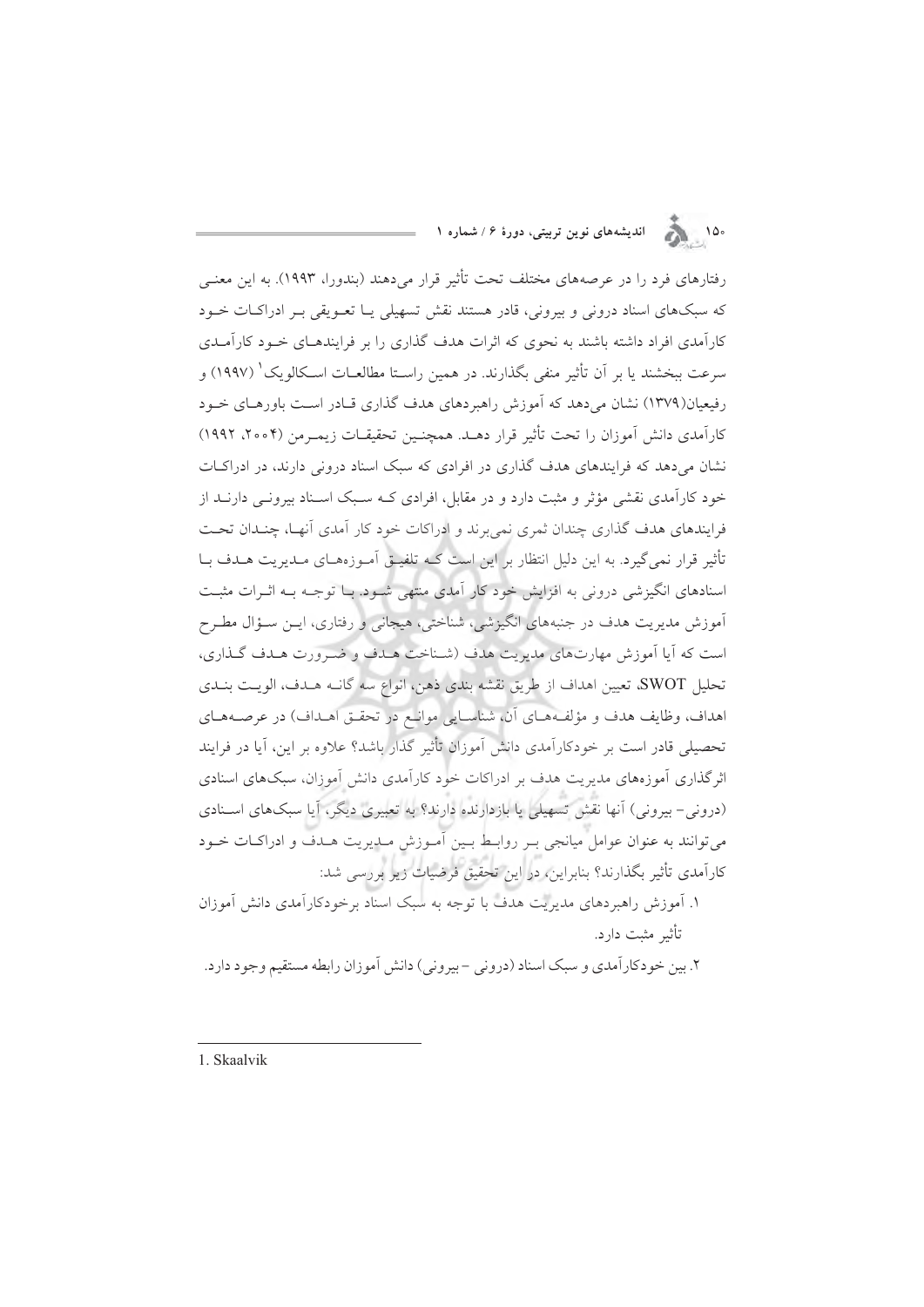رفتارهای فرد را در عرصه‌های مختلف تحت تأثیر قرار می‌دهند (بندورا، ۱۹۹۳). به این معنی که سبک‌های اسناد درونی و بیرونی، قادر هستند نقش تسهیلی یا تعویقی بر ادراکات خود کارآمدی افراد داشته باشند به نحوی که اثرات هدف گذاری را بر فرایندهای خود کارآمدی سرعت ببخشند یا بر آن تأثیر منفی بگذارند. در همین راستا مطالعات اسکالویک[1] (۱۹۹۷) و رفیعیان(۱۳۷۹) نشان می‌دهد که آموزش راهبردهای هدف گذاری قادر است باورهای خود کارآمدی دانش آموزان را تحت تأثیر قرار دهد. همچنین تحقیقات زیمرمن (۲۰۰۴، ۱۹۹۲) نشان می‌دهد که فرایندهای هدف گذاری در افرادی که سبک اسناد درونی دارند، در ادراکات خود کارآمدی نقشی مؤثر و مثبت دارد و در مقابل، افرادی که سبک اسناد بیرونی دارند از فرایندهای هدف گذاری چندان ثمری نمی‌برند و ادراکات خود کار آمدی آنها، چندان تحت تأثیر قرار نمی‌گیرد. به این دلیل انتظار بر این است که تلفیق آموزه‌های مدیریت هدف با اسنادهای انگیزشی درونی به افزایش خود کار آمدی منتهی شود. با توجه به اثرات مثبت آموزش مدیریت هدف در جنبه‌های انگیزشی، شناختی، هیجانی و رفتاری، این سؤال مطرح است که آیا آموزش مهارت‌های مدیریت هدف (شناخت هدف و ضرورت هدف گذاری، تحلیل SWOT، تعیین اهداف از طریق نقشه بندی ذهن، انواع سه گانه هدف، الویت بندی اهداف، وظایف هدف و مؤلفه‌های آن، شناسایی موانع در تحقق اهداف) در عرصه‌های تحصیلی قادر است بر خودکارآمدی دانش آموزان تأثیر گذار باشد؟ علاوه بر این، آیا در فرایند اثرگذاری آموزه‌های مدیریت هدف بر ادراکات خود کارآمدی دانش آموزان، سبک‌های اسنادی (درونی- بیرونی) آنها نقش تسهیلی یا بازدارنده دارند؟ به تعبیری دیگر، آیا سبک‌های اسنادی می‌توانند به عنوان عوامل میانجی بر روابط بین آموزش مدیریت هدف و ادراکات خود کارآمدی تأثیر بگذارند؟ بنابراین، در این تحقیق فرضیات زیر بررسی شد:

۱. آموزش راهبردهای مدیریت هدف با توجه به سبک اسناد برخودکارآمدی دانش آموزان تأثیر مثبت دارد.

۲. بین خودکارآمدی و سبک اسناد (درونی -بیرونی) دانش آموزان رابطه مستقیم وجود دارد.

---

1. Skaalvik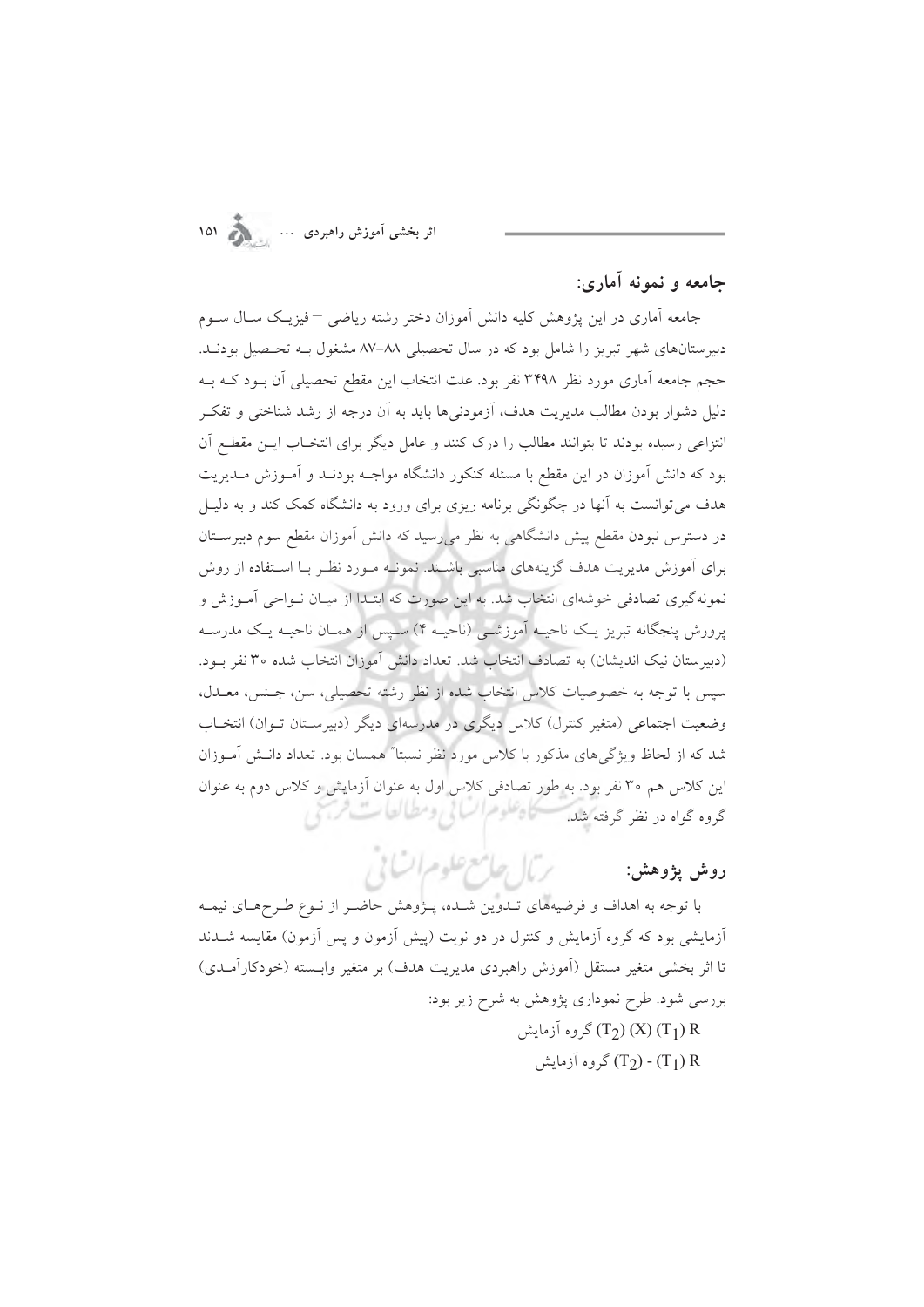## جامعه و نمونه آماری:

جامعه آماری در این پژوهش کلیه دانش آموزان دختر رشته ریاضی – فیزیک سال سوم دبیرستان‌های شهر تبریز را شامل بود که در سال تحصیلی ۸۸–۸۷ مشغول بـه تحـصیل بودنـد. حجم جامعه آماری مورد نظر ۳۴۹۸ نفر بود. علت انتخاب این مقطع تحصیلی آن بـود کـه بـه دلیل دشوار بودن مطالب مدیریت هدف، آزمودنی‌ها باید به آن درجه از رشد شناختی و تفکـر انتزاعی رسیده بودند تا بتوانند مطالب را درک کنند و عامل دیگر برای انتخـاب ایـن مقطـع آن بود که دانش آموزان در این مقطع با مسئله کنکور دانشگاه مواجـه بودنـد و آمـوزش مـدیریت هدف می‌توانست به آنها در چگونگی برنامه ریزی برای ورود به دانشگاه کمک کند و به دلیـل در دسترس نبودن مقطع پیش دانشگاهی به نظر می‌رسید که دانش آموزان مقطع سوم دبیرسـتان برای آموزش مدیریت هدف گزینه‌های مناسبی باشـند. نمونـه مـورد نظـر بـا اسـتفاده از روش نمونه‌گیری تصادفی خوشه‌ای انتخاب شد. به این صورت که ابتـدا از میـان نـواحی آمـوزش و پرورش پنجگانه تبریز یـک ناحیـه آموزشـی (ناحیـه ۴) سـپس از همـان ناحیـه یـک مدرسـه (دبیرستان نیک اندیشان) به تصادف انتخاب شد. تعداد دانش آموزان انتخاب شده ۳۰ نفر بـود. سپس با توجه به خصوصیات کلاس انتخاب شده از نظر رشته تحصیلی، سن، جـنس، معـدل، وضعیت اجتماعی (متغیر کنترل) کلاس دیگری در مدرسه‌ای دیگر (دبیرسـتان تـوان) انتخـاب شد که از لحاظ ویژگی‌های مذکور با کلاس مورد نظر نسبتاً همسان بود. تعداد دانـش آمـوزان این کلاس هم ۳۰ نفر بود. به طور تصادفی کلاس اول به عنوان آزمایش و کلاس دوم به عنوان گروه گواه در نظر گرفته شد.

## روش پژوهش:

با توجه به اهداف و فرضیه‌های تـدوین شـده، پـژوهش حاضـر از نـوع طـرح‌هـای نیمـه آزمایشی بود که گروه آزمایش و کنترل در دو نوبت (پیش آزمون و پس آزمون) مقایسه شـدند تا اثر بخشی متغیر مستقل (آموزش راهبردی مدیریت هدف) بر متغیر وابـسته (خودکارآمـدی) بررسی شود. طرح نموداری پژوهش به شرح زیر بود:

گروه آزمایش $(T_2)$ $(X)$ $(T_1)$ R

گروه آزمایش $(T_2)$ - $(T_1)$ R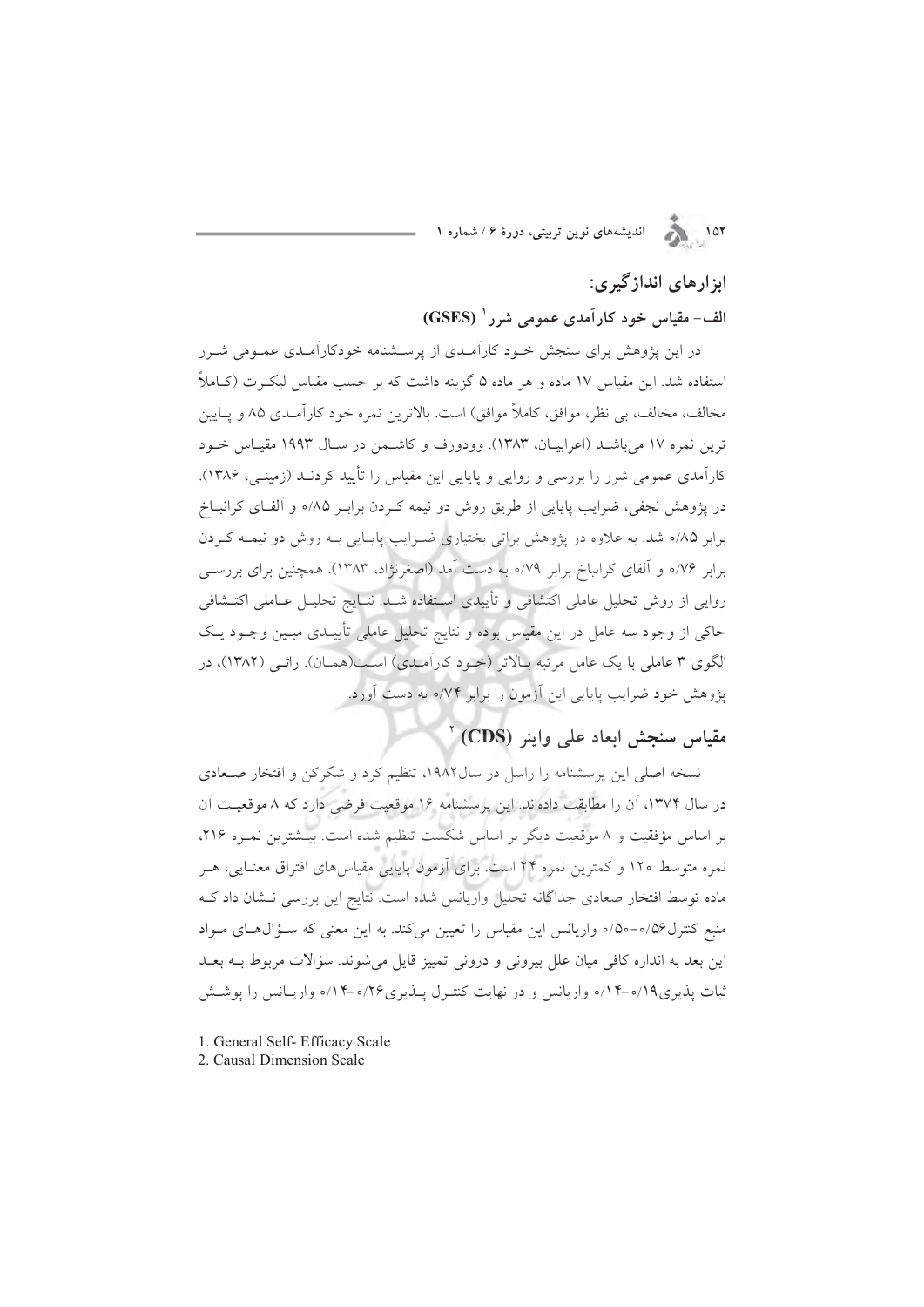## ابزارهای اندازگیری:

### الف- مقیاس خود کارآمدی عمومی شرر[1] (GSES)

در این پژوهش برای سنجش خـود کارآمـدی از پرسـشنامه خودکارآمـدی عمـومی شـرر استفاده شد. این مقیاس ۱۷ ماده و هر ماده ۵ گزینه داشت که بر حسب مقیاس لیکـرت (کـاملاً مخالف، مخالف، بی نظر، موافق، کاملاً موافق) است. بالاترین نمره خود کارآمـدی ۸۵ و پـایین ترین نمره ۱۷ می‌باشـد (اعرابیـان، ۱۳۸۳). وودورف و کاشـمن در سـال ۱۹۹۳ مقیـاس خـود کارآمدی عمومی شرر را بررسی و روایی و پایایی این مقیاس را تأیید کردنـد (زمینـی، ۱۳۸۶). در پژوهش نجفی، ضرایب پایایی از طریق روش دو نیمه کـردن برابـر ۰/۸۵ و آلفـای کرانبـاخ برابر ۰/۸۵ شد. به علاوه در پژوهش براتی بختیاری ضـرایب پایـایی بـه روش دو نیمـه کـردن برابر ۰/۷۶ و آلفای کرانباخ برابر ۰/۷۹ به دست آمد (اصغرنژاد، ۱۳۸۳). همچنین برای بررسـی روایی از روش تحلیل عاملی اکتشافی و تأییدی اسـتفاده شـد. نتـایج تحلیـل عـاملی اکتـشافی حاکی از وجود سه عامل در این مقیاس بوده و نتایج تحلیل عاملی تأییـدی مبـین وجـود یـک الگوی ۳ عاملی با یک عامل مرتبه بـالاتر (خـود کارآمـدی) اسـت(همـان). راثـی (۱۳۸۲)، در پژوهش خود ضرایب پایایی این آزمون را برابر ۰/۷۴ به دست آورد.

### مقیاس سنجش ابعاد علی واینر (CDS)[2]

نسخه اصلی این پرسشنامه را راسل در سال۱۹۸۲، تنظیم کرد و شکرکن و افتخار صـعادی در سال ۱۳۷۴، آن را مطابقت داده‌اند. این پرسشنامه ۱۶ موقعیت فرضی دارد که ۸ موقعیـت آن بر اساس مؤفقیت و ۸ موقعیت دیگر بر اساس شکست تنظیم شده است. بیـشترین نمـره ۲۱۶، نمره متوسط ۱۲۰ و کمترین نمره ۲۴ است. برای آزمون پایایی مقیاس‌های افتراق معنـایی، هـر ماده توسط افتخار صعادی جداگانه تحلیل واریانس شده است. نتایج این بررسی نـشان داد کـه منبع کنترل۰/۵۶-۰/۵۰ واریانس این مقیاس را تعیین می‌کند. به این معنی که سـؤال‌هـای مـواد این بعد به اندازه کافی میان علل بیرونی و درونی تمییز قایل می‌شوند. سؤالات مربوط بـه بعـد ثبات پذیری۰/۱۹-۰/۱۴ واریانس و در نهایت کنتـرل پـذیری۰/۲۶-۰/۱۴ واریـانس را پوشـش

---

1. General Self- Efficacy Scale
2. Causal Dimension Scale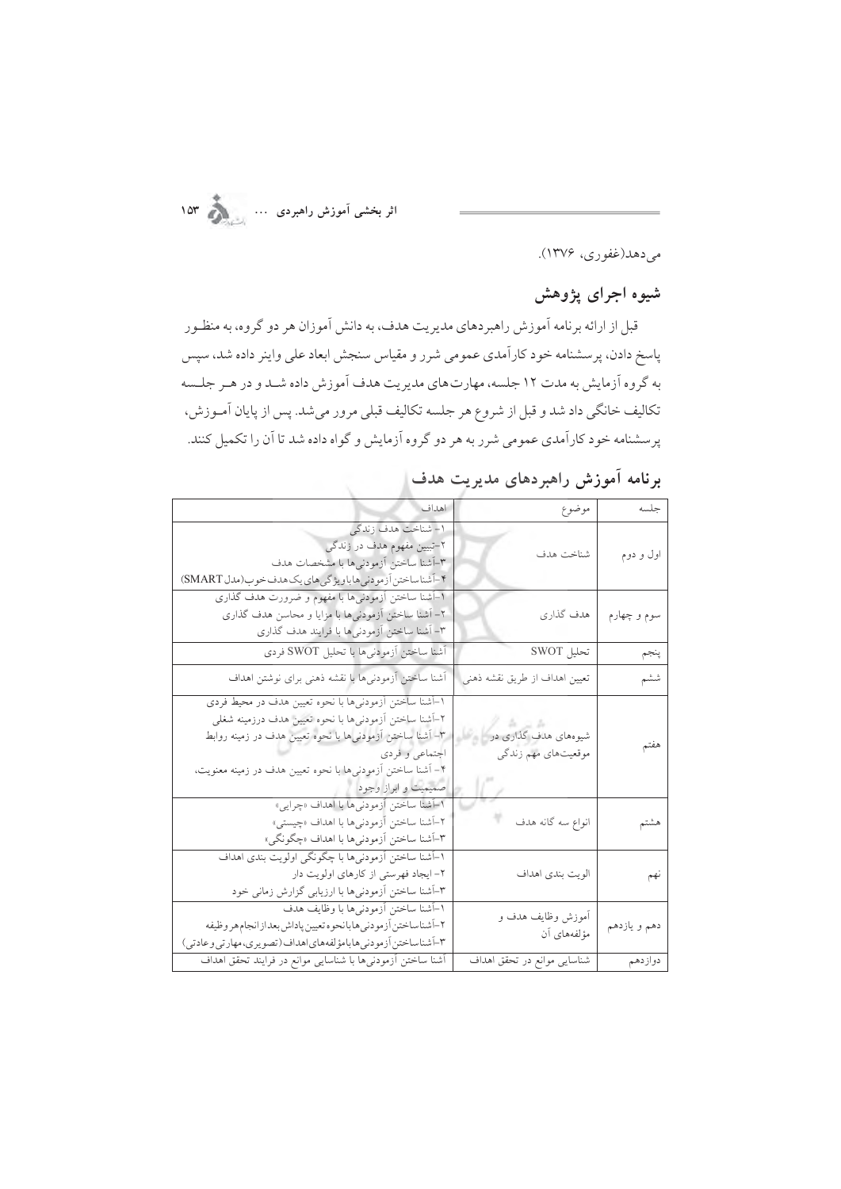می‌دهد(غفوری، ۱۳۷۶).

## شیوه اجرای پژوهش

قبل از ارائه برنامه آموزش راهبردهای مدیریت هدف، به دانش آموزان هر دو گروه، به منظـور پاسخ دادن، پرسشنامه خود کارآمدی عمومی شرر و مقیاس سنجش ابعاد علی واینر داده شد، سپس به گروه آزمایش به مدت ۱۲ جلسه، مهارت‌های مدیریت هدف آموزش داده شـد و در هـر جلسـه تکالیف خانگی داد شد و قبل از شروع هر جلسه تکالیف قبلی مرور می‌شد. پس از پایان آمـوزش، پرسشنامه خود کارآمدی عمومی شرر به هر دو گروه آزمایش و گواه داده شد تا آن را تکمیل کنند.

## برنامه آموزش راهبردهای مدیریت هدف

| جلسه | موضوع | اهداف |
|---|---|---|
| اول و دوم | شناخت هدف | ۱- شناخت هدف زندگی<br>۲-تبیین مفهوم هدف در زندگی<br>۳-آشنا ساختن آزمودنی‌ها با مشخصات هدف<br>۴-آشنا ساختن آزمودنی‌ها با ویژگی‌های یک هدف خوب(مدل SMART) |
| سوم و چهارم | هدف گذاری | ۱-آشنا ساختن آزمودنی‌ها با مفهوم و ضرورت هدف گذاری<br>۲- آشنا ساختن آزمودنی‌ها با مزایا و محاسن هدف گذاری<br>۳- آشنا ساختن آزمودنی‌ها با فرایند هدف گذاری |
| پنجم | تحلیل SWOT | آشنا ساختن آزمودنی‌ها با تحلیل SWOT فردی |
| ششم | تعیین اهداف از طریق نقشه ذهنی | آشنا ساختن آزمودنی‌ها با نقشه ذهنی برای نوشتن اهداف |
| هفتم | شیوه‌های هدف گذاری در موقعیت‌های مهم زندگی | ۱-آشنا ساختن آزمودنی‌ها با نحوه تعیین هدف در محیط فردی<br>۲-آشنا ساختن آزمودنی‌ها با نحوه تعیین هدف درزمینه شغلی<br>۳- آشنا ساختن آزمودنی‌ها با نحوه تعیین هدف در زمینه روابط اجتماعی و فردی<br>۴- آشنا ساختن آزمودنی‌ها با نحوه تعیین هدف در زمینه معنویت، صمیمیت و ابراز وجود |
| هشتم | انواع سه گانه هدف | ۱-آشنا ساختن آزمودنی‌ها با اهداف «چرایی»<br>۲-آشنا ساختن آزمودنی‌ها با اهداف «چیستی»<br>۳-آشنا ساختن آزمودنی‌ها با اهداف «چگونگی» |
| نهم | الویت بندی اهداف | ۱-آشنا ساختن آزمودنی‌ها با چگونگی اولویت بندی اهداف<br>۲- ایجاد فهرستی از کارهای اولویت دار<br>۳-آشنا ساختن آزمودنی‌ها با ارزیابی گزارش زمانی خود |
| دهم و یازدهم | آموزش وظایف هدف و مؤلفه‌های آن | ۱-آشنا ساختن آزمودنی‌ها با وظایف هدف<br>۲-آشنا ساختن آزمودنی‌ها با نحوه تعیین پاداش بعد از انجام هر وظیفه<br>۳-آشنا ساختن آزمودنی‌ها با مؤلفه‌های اهداف (تصویری، مهارتی و عادتی) |
| دوازدهم | شناسایی موانع در تحقق اهداف | آشنا ساختن آزمودنی‌ها با شناسایی موانع در فرایند تحقق اهداف |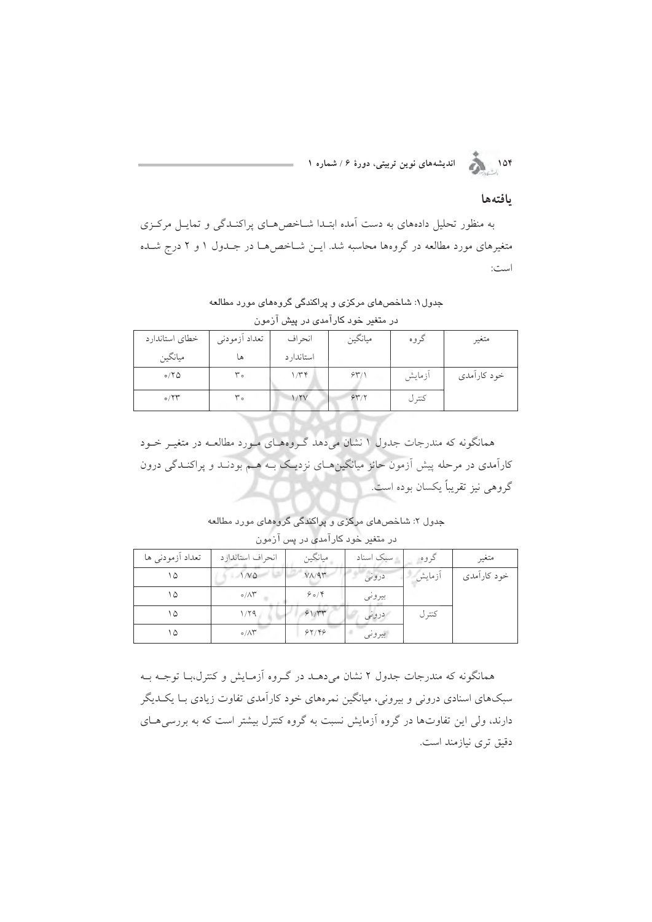## یافته‌ها

به منظور تحلیل داده‌های به دست آمده ابتدا شاخص‌های پراکندگی و تمایل مرکزی متغیرهای مورد مطالعه در گروه‌ها محاسبه شد. این شاخص‌ها در جدول ۱ و ۲ درج شده است:

جدول۱: شاخص‌های مرکزی و پراکندگی گروه‌های مورد مطالعه در متغیر خود کارآمدی در پیش آزمون

| متغیر | گروه | میانگین | انحراف استاندارد | تعداد آزمودنی ها | خطای استاندارد میانگین |
| --- | --- | --- | --- | --- | --- |
| خود کارآمدی | آزمایش | ۶۳/۱ | ۱/۳۴ | ۳۰ | ۰/۲۵ |
| | کنترل | ۶۳/۲ | ۱/۲۷ | ۳۰ | ۰/۲۳ |

همانگونه که مندرجات جدول ۱ نشان می‌دهد گروه‌های مورد مطالعه در متغیر خود کارآمدی در مرحله پیش آزمون حائز میانگین‌های نزدیک به هم بودند و پراکندگی درون گروهی نیز تقریباً یکسان بوده است.

جدول ۲: شاخص‌های مرکزی و پراکندگی گروه‌های مورد مطالعه در متغیر خود کارآمدی در پس آزمون

| متغیر | گروه | سبک اسناد | میانگین | انحراف استاندارد | تعداد آزمودنی ها |
| --- | --- | --- | --- | --- | --- |
| خود کارآمدی | آزمایش | درونی | ۷۸/۹۳ | ۱/۷۵ | ۱۵ |
| | | بیرونی | ۶۰/۴ | ۰/۸۳ | ۱۵ |
| | کنترل | درونی | ۶۱/۳۳ | ۱/۲۹ | ۱۵ |
| | | بیرونی | ۶۲/۴۶ | ۰/۸۳ | ۱۵ |

همانگونه که مندرجات جدول ۲ نشان می‌دهد در گروه آزمایش و کنترل،با توجه به سبک‌های اسنادی درونی و بیرونی، میانگین نمره‌های خود کارآمدی تفاوت زیادی با یکدیگر دارند، ولی این تفاوت‌ها در گروه آزمایش نسبت به گروه کنترل بیشتر است که به بررسی‌های دقیق تری نیازمند است.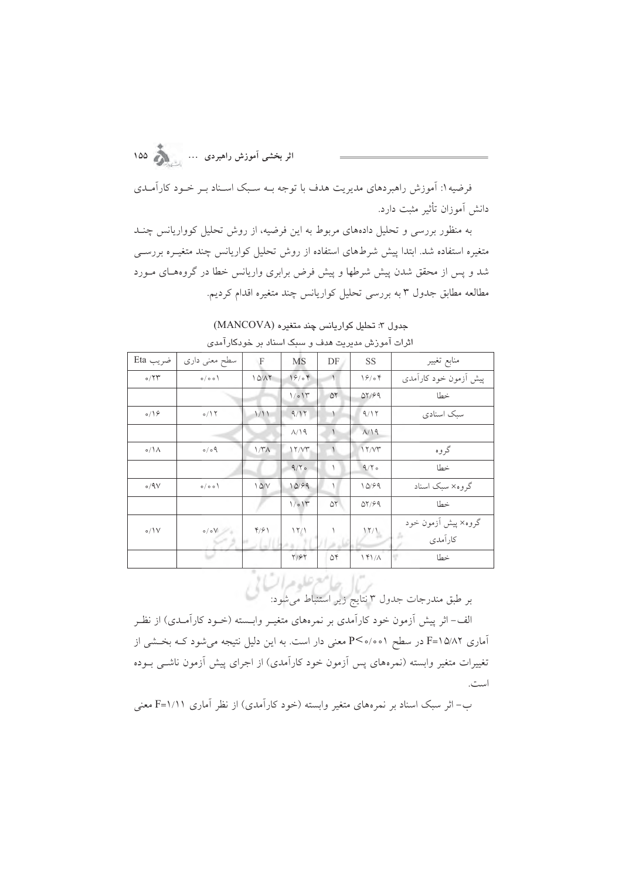فرضیه۱: آموزش راهبردهای مدیریت هدف با توجه بـه سـبک اسـناد بـر خـود کارآمـدی دانش آموزان تأثیر مثبت دارد.

به منظور بررسی و تحلیل داده‌های مربوط به این فرضیه، از روش تحلیل کوواریانس چنـد متغیره استفاده شد. ابتدا پیش شرطهای استفاده از روش تحلیل کواریانس چند متغیـره بررسـی شد و پس از محقق شدن پیش شرطها و پیش فرض برابری واریانس خطا در گروه‌هـای مـورد مطالعه مطابق جدول ۳ به بررسی تحلیل کواریانس چند متغیره اقدام کردیم.

جدول ۳: تحلیل کواریانس چند متغیره (MANCOVA)

اثرات آموزش مدیریت هدف و سبک اسناد بر خودکارآمدی

| منابع تغییر | SS | DF | MS | F | سطح معنی داری | ضریب Eta |
|---|---|---|---|---|---|---|
| پیش آزمون خود کارآمدی | ۱۶/۰۴ | ۱ | ۱۶/۰۴ | ۱۵/۸۲ | ۰/۰۰۱ | ۰/۲۳ |
| خطا | ۵۲/۶۹ | ۵۲ | ۱/۰۱۳ | | | |
| سبک اسنادی | ۹/۱۲ | ۱ | ۹/۱۲ | ۱/۱۱ | ۰/۱۲ | ۰/۱۶ |
| | ۸/۱۹ | ۱ | ۸/۱۹ | | | |
| گروه | ۱۲/۷۳ | ۱ | ۱۲/۷۳ | ۱/۳۸ | ۰/۰۹ | ۰/۱۸ |
| خطا | ۹/۲۰ | ۱ | ۹/۲۰ | | | |
| گروه× سبک اسناد | ۱۵/۶۹ | ۱ | ۱۵/۶۹ | ۱۵/۷ | ۰/۰۰۱ | ۰/۹۷ |
| خطا | ۵۲/۶۹ | ۵۲ | ۱/۰۱۳ | | | |
| گروه× پیش آزمون خود کارآمدی | ۱۲/۱ | ۱ | ۱۲/۱ | ۴/۶۱ | ۰/۰۷ | ۰/۱۷ |
| خطا | ۱۴۱/۸ | ۵۴ | ۲/۶۲ | | | |

بر طبق مندرجات جدول ۳ نتایج زیر استنباط می‌شود:

الف- اثر پیش آزمون خود کارآمدی بر نمره‌های متغیـر وابـسته (خـود کارآمـدی) از نظـر آماری F=۱۵/۸۲ در سطح P<۰/۰۰۱ معنی دار است. به این دلیل نتیجه می‌شود کـه بخـشی از تغییرات متغیر وابسته (نمره‌های پس آزمون خود کارآمدی) از اجرای پیش آزمون ناشـی بـوده است.

ب- اثر سبک اسناد بر نمره‌های متغیر وابسته (خود کارآمدی) از نظر آماری F=۱/۱۱ معنی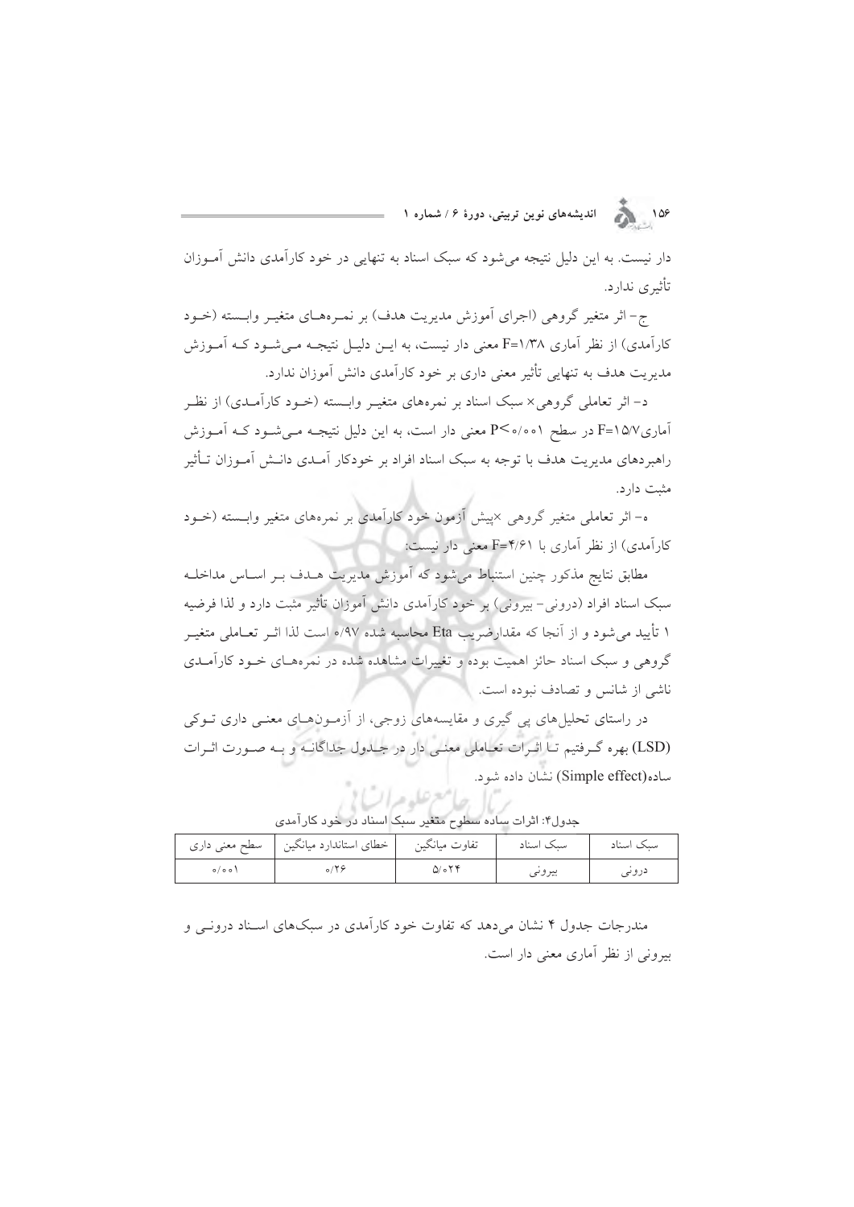دار نیست. به این دلیل نتیجه می‌شود که سبک اسناد به تنهایی در خود کارآمدی دانش آموزان تأثیری ندارد.

ج- اثر متغیر گروهی (اجرای آموزش مدیریت هدف) بر نمره‌های متغیر وابسته (خود کارآمدی) از نظر آماری F=۱/۳۸ معنی دار نیست، به این دلیل نتیجه می‌شود که آموزش مدیریت هدف به تنهایی تأثیر معنی داری بر خود کارآمدی دانش آموزان ندارد.

د- اثر تعاملی گروهی× سبک اسناد بر نمره‌های متغیر وابسته (خود کارآمدی) از نظر آماری F=۱۵/۷ در سطح P<۰/۰۰۱ معنی دار است، به این دلیل نتیجه می‌شود که آموزش راهبردهای مدیریت هدف با توجه به سبک اسناد افراد بر خودکار آمدی دانش آموزان تأثیر مثبت دارد.

ه- اثر تعاملی متغیر گروهی ×پیش آزمون خود کارآمدی بر نمره‌های متغیر وابسته (خود کارآمدی) از نظر آماری با F=۴/۶۱ معنی دار نیست:

مطابق نتایج مذکور چنین استنباط می‌شود که آموزش مدیریت هدف بر اساس مداخله سبک اسناد افراد (درونی- بیرونی) بر خود کارآمدی دانش آموزان تأثیر مثبت دارد و لذا فرضیه ۱ تأیید می‌شود و از آنجا که مقدارضریب Eta محاسبه شده ۰/۹۷ است لذا اثر تعاملی متغیر گروهی و سبک اسناد حائز اهمیت بوده و تغییرات مشاهده شده در نمره‌های خود کارآمدی ناشی از شانس و تصادف نبوده است.

در راستای تحلیل‌های پی گیری و مقایسه‌های زوجی، از آزمون‌های معنی داری توکی (LSD) بهره گرفتیم تا اثرات تعاملی معنی دار در جدول جداگانه و به صورت اثرات ساده(Simple effect) نشان داده شود.

جدول۴: اثرات ساده سطوح متغیر سبک اسناد در خود کارآمدی

| سبک اسناد | سبک اسناد | تفاوت میانگین | خطای استاندارد میانگین | سطح معنی داری |
| --- | --- | --- | --- | --- |
| درونی | بیرونی | ۵/۰۲۴ | ۰/۲۶ | ۰/۰۰۱ |

مندرجات جدول ۴ نشان می‌دهد که تفاوت خود کارآمدی در سبک‌های اسناد درونی و بیرونی از نظر آماری معنی دار است.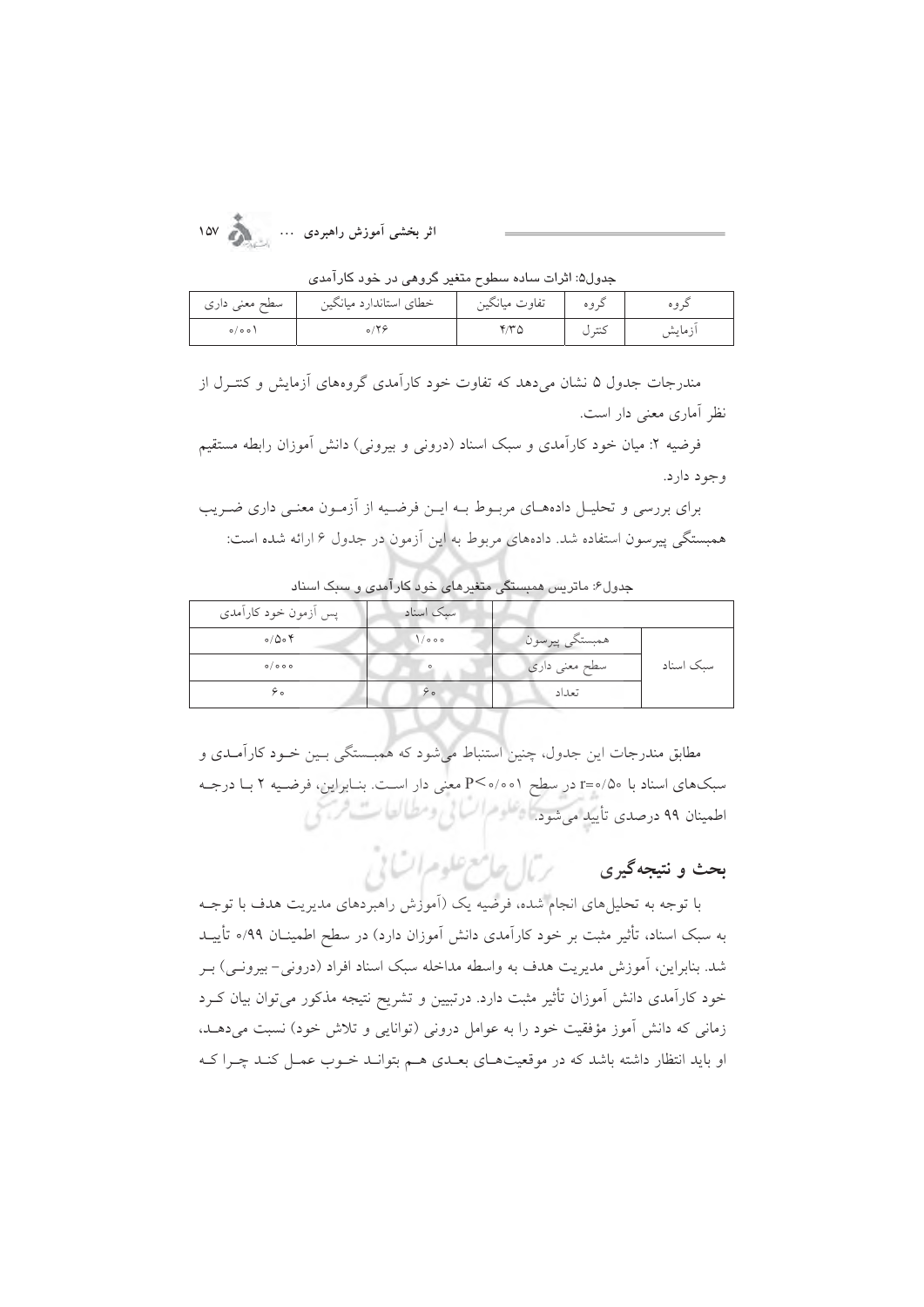جدول۵: اثرات ساده سطوح متغیر گروهی در خود کارآمدی

| گروه | گروه | تفاوت میانگین | خطای استاندارد میانگین | سطح معنی داری |
|---|---|---|---|---|
| آزمایش | کنترل | ۴/۳۵ | ۰/۲۶ | ۰/۰۰۱ |

مندرجات جدول ۵ نشان می‌دهد که تفاوت خود کارآمدی گروه‌های آزمایش و کنترل از نظر آماری معنی دار است.

فرضیه ۲: میان خود کارآمدی و سبک اسناد (درونی و بیرونی) دانش آموزان رابطه مستقیم وجود دارد.

برای بررسی و تحلیل داده‌های مربوط به این فرضیه از آزمون معنی داری ضریب همبستگی پیرسون استفاده شد. داده‌های مربوط به این آزمون در جدول ۶ ارائه شده است:

جدول۶: ماتریس همبستگی متغیرهای خود کارآمدی و سبک اسناد

| | | سبک اسناد | پس آزمون خود کارآمدی |
|---|---|---|---|
| سبک اسناد | همبستگی پیرسون | ۱/۰۰۰ | ۰/۵۰۴ |
| | سطح معنی داری | ۰ | ۰/۰۰۰ |
| | تعداد | ۶۰ | ۶۰ |

مطابق مندرجات این جدول، چنین استنباط می‌شود که همبستگی بین خود کارآمدی و سبک‌های اسناد با $r=0/50$ در سطح $P<0/001$ معنی دار است. بنابراین، فرضیه ۲ با درجه اطمینان ۹۹ درصدی تأیید می‌شود.

## بحث و نتیجه‌گیری

با توجه به تحلیل‌های انجام شده، فرضیه یک (آموزش راهبردهای مدیریت هدف با توجه به سبک اسناد، تأثیر مثبت بر خود کارآمدی دانش آموزان دارد) در سطح اطمینان ۰/۹۹ تأیید شد. بنابراین، آموزش مدیریت هدف به واسطه مداخله سبک اسناد افراد (درونی- بیرونی) بر خود کارآمدی دانش آموزان تأثیر مثبت دارد. درتبیین و تشریح نتیجه مذکور می‌توان بیان کرد زمانی که دانش آموز مؤفقیت خود را به عوامل درونی (توانایی و تلاش خود) نسبت می‌دهد، او باید انتظار داشته باشد که در موقعیت‌های بعدی هم بتواند خوب عمل کند چرا که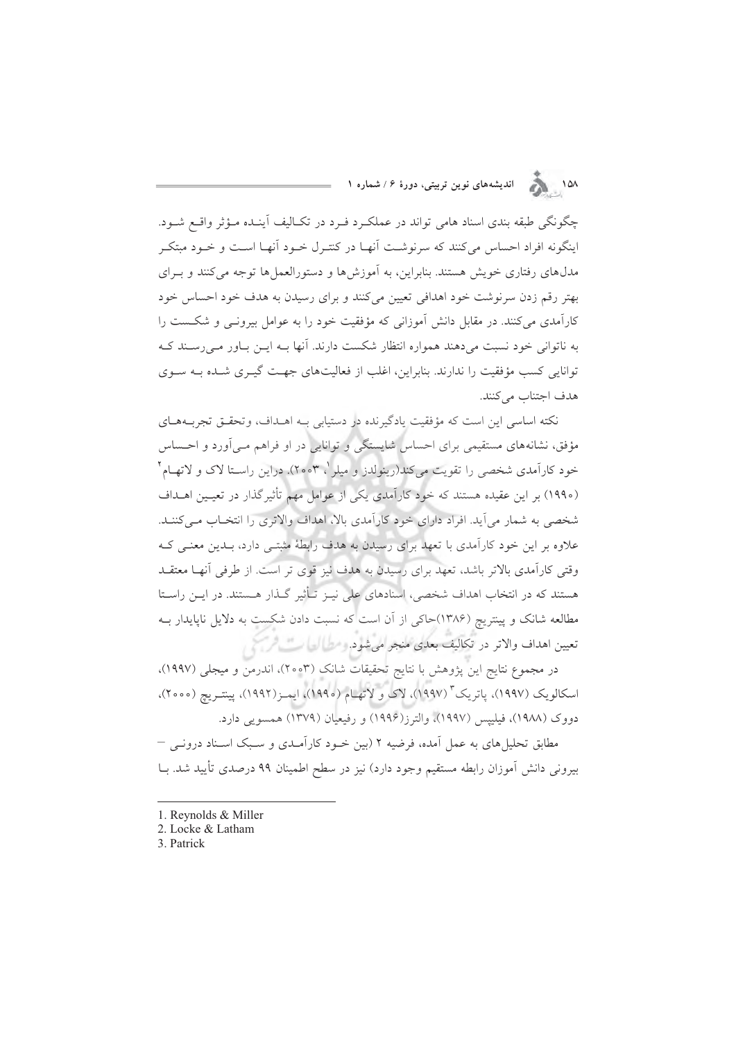چگونگی طبقه بندی اسناد هامی تواند در عملکرد فرد در تکالیف آینده مؤثر واقع شود. اینگونه افراد احساس می‌کنند که سرنوشت آنها در کنترل خود آنها است و خود مبتکر مدل‌های رفتاری خویش هستند. بنابراین، به آموزش‌ها و دستورالعمل‌ها توجه می‌کنند و برای بهتر رقم زدن سرنوشت خود اهدافی تعیین می‌کنند و برای رسیدن به هدف خود احساس خود کارآمدی می‌کنند. در مقابل دانش آموزانی که مؤفقیت خود را به عوامل بیرونی و شکست را به ناتوانی خود نسبت می‌دهند همواره انتظار شکست دارند. آنها به این باور می‌رسند که توانایی کسب مؤفقیت را ندارند. بنابراین، اغلب از فعالیت‌های جهت گیری شده به سوی هدف اجتناب می‌کنند.

نکته اساسی این است که مؤفقیت یادگیرنده در دستیابی به اهداف، وتحقق تجربه‌های مؤفق، نشانه‌های مستقیمی برای احساس شایستگی و توانایی در او فراهم می‌آورد و احساس خود کارآمدی شخصی را تقویت می‌کند(رینولدز و میلر[1]، ۲۰۰۳). دراین راستا لاک و لاتهام[2] (۱۹۹۰) بر این عقیده هستند که خود کارآمدی یکی از عوامل مهم تأثیرگذار در تعیین اهداف شخصی به شمار می‌آید. افراد دارای خود کارآمدی بالا، اهداف والاتری را انتخاب می‌کنند. علاوه بر این خود کارآمدی با تعهد برای رسیدن به هدف رابطهٔ مثبتی دارد، بدین معنی که وقتی کارآمدی بالاتر باشد، تعهد برای رسیدن به هدف نیز قوی تر است. از طرفی آنها معتقد هستند که در انتخاب اهداف شخصی، اسنادهای علی نیز تأثیر گذار هستند. در این راستا مطالعه شانک و پینتریچ (۱۳۸۶)حاکی از آن است که نسبت دادن شکست به دلایل ناپایدار به تعیین اهداف والاتر در تکالیف بعدی منجر می‌شود.

در مجموع نتایج این پژوهش با نتایج تحقیقات شانک (۲۰۰۳)، اندرمن و میجلی (۱۹۹۷)، اسکالویک (۱۹۹۷)، پاتریک[3] (۱۹۹۷)، لاک و لاتهام (۱۹۹۰)، ایمز(۱۹۹۲)، پینتریچ (۲۰۰۰)، دووک (۱۹۸۸)، فیلیپس (۱۹۹۷)، والترز(۱۹۹۶) و رفیعیان (۱۳۷۹) همسویی دارد.

مطابق تحلیل‌های به عمل آمده، فرضیه ۲ (بین خود کارآمدی و سبک اسناد درونی – بیرونی دانش آموزان رابطه مستقیم وجود دارد) نیز در سطح اطمینان ۹۹ درصدی تأیید شد. با

---

1. Reynolds & Miller
2. Locke & Latham
3. Patrick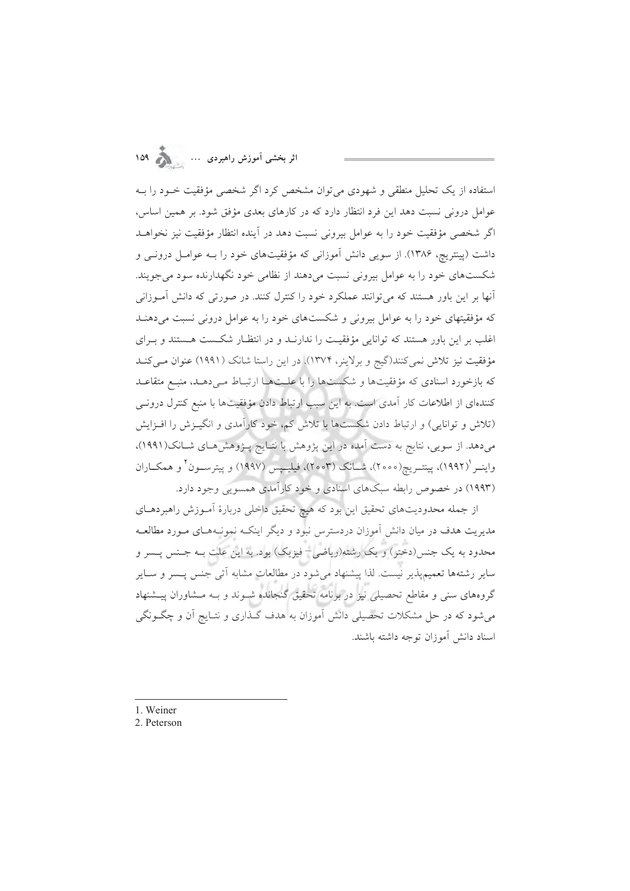استفاده از یک تحلیل منطقی و شهودی می‌توان مشخص کرد اگر شخصی مؤفقیت خود را به عوامل درونی نسبت دهد این فرد انتظار دارد که در کارهای بعدی مؤفق شود. بر همین اساس، اگر شخصی مؤفقیت خود را به عوامل بیرونی نسبت دهد در آینده انتظار مؤفقیت نیز نخواهد داشت (پینتریچ، ۱۳۸۶). از سویی دانش آموزانی که مؤفقیت‌های خود را به عوامل درونی و شکست‌های خود را به عوامل بیرونی نسبت می‌دهند از نظامی خود نگهدارنده سود می‌جویند. آنها بر این باور هستند که می‌توانند عملکرد خود را کنترل کنند. در صورتی که دانش آموزانی که مؤفقیتهای خود را به عوامل بیرونی و شکست‌های خود را به عوامل درونی نسبت می‌دهند اغلب بر این باور هستند که توانایی مؤفقیت را ندارند و در انتظار شکست هستند و برای مؤفقیت نیز تلاش نمی‌کنند(گیج و برلاینر، ۱۳۷۴). در این راستا شانک (۱۹۹۱) عنوان می‌کند که بازخورد اسنادی که مؤفقیت‌ها و شکست‌ها را با علت‌ها ارتباط می‌دهد، منبع متقاعد کننده‌ای از اطلاعات کار آمدی است. به این سبب ارتباط دادن مؤفقیت‌ها با منبع کنترل درونی (تلاش و توانایی) و ارتباط دادن شکست‌ها با تلاش کم، خود کارآمدی و انگیزش را افزایش می‌دهد. از سویی، نتایج به دست آمده در این پژوهش با نتایج پژوهش‌های شانک(۱۹۹۱)، واینر[1](۱۹۹۲)، پینتریچ(۲۰۰۰)، شانک (۲۰۰۳)، فیلیپس (۱۹۹۷) و پیترسون[2] و همکاران (۱۹۹۳) در خصوص رابطه سبک‌های اسنادی و خود کارآمدی همسویی وجود دارد.

از جمله محدودیت‌های تحقیق این بود که هیچ تحقیق داخلی دربارهٔ آموزش راهبردهای مدیریت هدف در میان دانش آموزان دردسترس نبود و دیگر اینکه نمونه‌های مورد مطالعه محدود به یک جنس(دختر) و یک رشته(ریاضی- فیزیک) بود. به این علت به جنس پسر و سایر رشته‌ها تعمیم‌پذیر نیست. لذا پیشنهاد می‌شود در مطالعات مشابه آتی جنس پسر و سایر گروه‌های سنی و مقاطع تحصیلی نیز در برنامه تحقیق گنجانده شوند و به مشاوران پیشنهاد می‌شود که در حل مشکلات تحصیلی دانش آموزان به هدف گذاری و نتایج آن و چگونگی اسناد دانش آموزان توجه داشته باشند.

---

1. Weiner
2. Peterson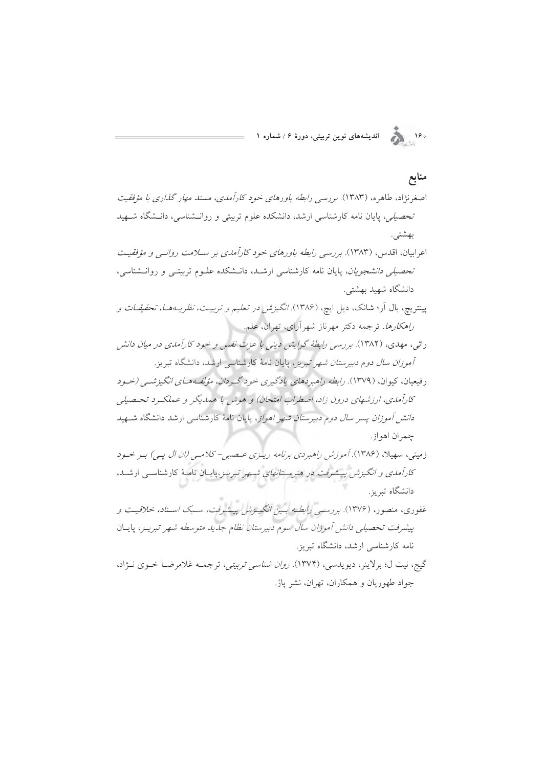## منابع

اصغرنژاد، طاهره، (۱۳۸۳). *بررسی رابطه باورهای خود کارآمدی، مسند مهار گذاری با مؤفقیت تحصیلی*، پایان نامه کارشناسی ارشد، دانشکده علوم تربیتی و روانشناسی، دانشگاه شهید بهشتی.

اعرابیان، اقدس، (۱۳۸۳). *بررسی رابطه باورهای خود کارآمدی بر سلامت روانی و مؤفقیت تحصیلی دانشجویان*، پایان نامه کارشناسی ارشد، دانشکده علوم تربیتی و روانشناسی، دانشگاه شهید بهشتی.

پینتریچ، پال آر؛ شانک، دیل ایچ، (۱۳۸۶). *انگیزش در تعلیم و تربیت، نظریه‌ها، تحقیقات و راهکارها*. ترجمه دکتر مهرناز شهرآرای، تهران، علم.

راثی، مهدی، (۱۳۸۲). *بررسی رابطهٔ گرایش دینی با عزت نفس و خود کارآمدی در میان دانش آموزان سال دوم دبیرستان شهر تبریز*، پایان نامهٔ کارشناسی ارشد، دانشگاه تبریز.

رفیعیان، کیوان، (۱۳۷۹). *رابطه راهبردهای یادگیری خود گردان، مؤلفه‌های انگیزشی (خود کارآمدی، ارزشهای درون زاد، اضطراب امتحان) و هوش با همدیگر و عملکرد تحصیلی دانش آموزان پسر سال دوم دبیرستان شهر اهواز*، پایان نامهٔ کارشناسی ارشد دانشگاه شهید چمران اهواز.

زمینی، سهیلا، (۱۳۸۶). *آموزش راهبردی برنامه ریزی عصبی- کلامی (ان ال پی) بر خود کارآمدی و انگیزش پیشرفت در هنرستانهای شهر تبریز*،پایان نامهٔ کارشناسی ارشد، دانشگاه تبریز.

غفوری، منصور، (۱۳۷۶). *بررسی رابطه بین انگیزش پیشرفت، سبک اسناد، خلاقیت و پیشرفت تحصیلی دانش آموزان سال سوم دبیرستان نظام جدید متوسطه شهر تبریز*، پایان نامه کارشناسی ارشد، دانشگاه تبریز.

گیج، نیت ل؛ برلاینر، دیویدسی، (۱۳۷۴). *روان شناسی تربیتی*، ترجمه غلامرضا خوی نژاد، جواد طهوریان و همکاران، تهران، نشر پاژ.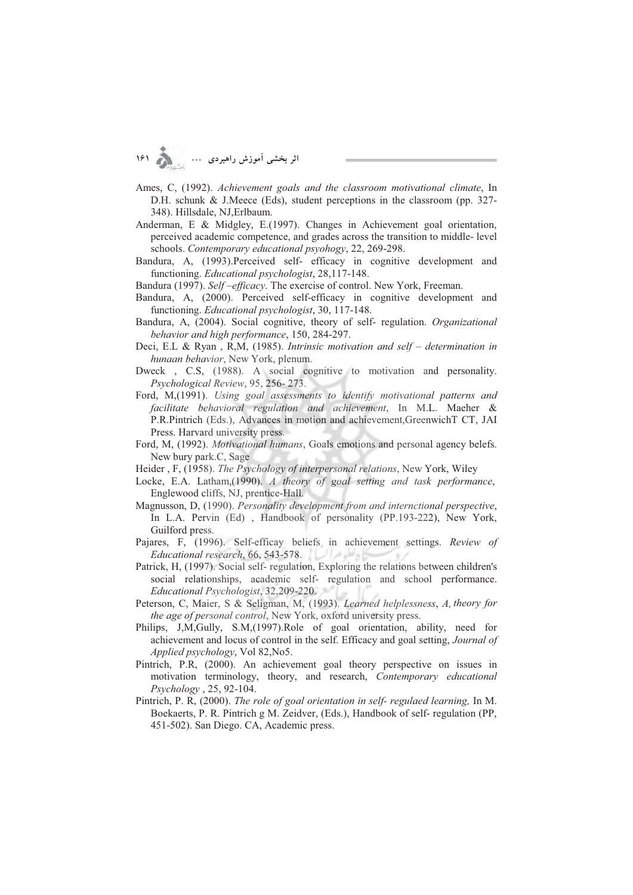Ames, C, (1992). *Achievement goals and the classroom motivational climate*, In D.H. schunk & J.Meece (Eds), student perceptions in the classroom (pp. 327-348). Hillsdale, NJ,Erlbaum.

Anderman, E & Midgley, E.(1997). Changes in Achievement goal orientation, perceived academic competence, and grades across the transition to middle- level schools. *Contemporary educational psyohogy*, 22, 269-298.

Bandura, A, (1993).Perceived self- efficacy in cognitive development and functioning. *Educational psychologist*, 28,117-148.

Bandura (1997). *Self –efficacy*. The exercise of control. New York, Freeman.

Bandura, A, (2000). Perceived self-efficacy in cognitive development and functioning. *Educational psychologist*, 30, 117-148.

Bandura, A, (2004). Social cognitive, theory of self- regulation. *Organizational behavior and high performance*, 150, 284-297.

Deci, E.L & Ryan , R,M, (1985). *Intrinsic motivation and self – determination in hunaan behavior*, New York, plenum.

Dweck , C.S, (1988). A social cognitive to motivation and personality. *Psychological Review*, 95, 256- 273.

Ford, M,(1991). *Using goal assessments to identify motivational patterns and facilitate behavioral regulation and achievement*, In M.L. Maeher & P.R.Pintrich (Eds.), Advances in motion and achievement,GreenwichT CT, JAI Press. Harvard university press.

Ford, M, (1992). *Motivational humans*, Goals emotions and personal agency belefs. New bury park.C, Sage

Heider , F, (1958). *The Psychology of interpersonal relations*, New York, Wiley

Locke, E.A. Latham,(1990). *A theory of goal setting and task performance*, Englewood cliffs, NJ, prentice-Hall.

Magnusson, D, (1990). *Personality development from and interntional perspective*, In L.A. Pervin (Ed) , Handbook of personality (PP.193-222), New York, Guilford press.

Pajares, F, (1996). Self-efficay beliefs in achievement settings. *Review of Educational research*, 66, 543-578.

Patrick, H, (1997). Social self- regulation, Exploring the relations between children's social relationships, academic self- regulation and school performance. *Educational Psychologist*, 32,209-220.

Peterson, C, Maier, S & Seligman, M, (1993). *Learned helplessness*, *A, theory for the age of personal control*, New York, oxford university press.

Philips, J,M,Gully, S.M,(1997).Role of goal orientation, ability, need for achievement and locus of control in the self. Efficacy and goal setting, *Journal of Applied psychology*, Vol 82,No5.

Pintrich, P.R, (2000). An achievement goal theory perspective on issues in motivation terminology, theory, and research, *Contemporary educational Psychology* , 25, 92-104.

Pintrich, P. R, (2000). *The role of goal orientation in self- regulaed learning,* In M. Boekaerts, P. R. Pintrich g M. Zeidver, (Eds.), Handbook of self- regulation (PP, 451-502). San Diego. CA, Academic press.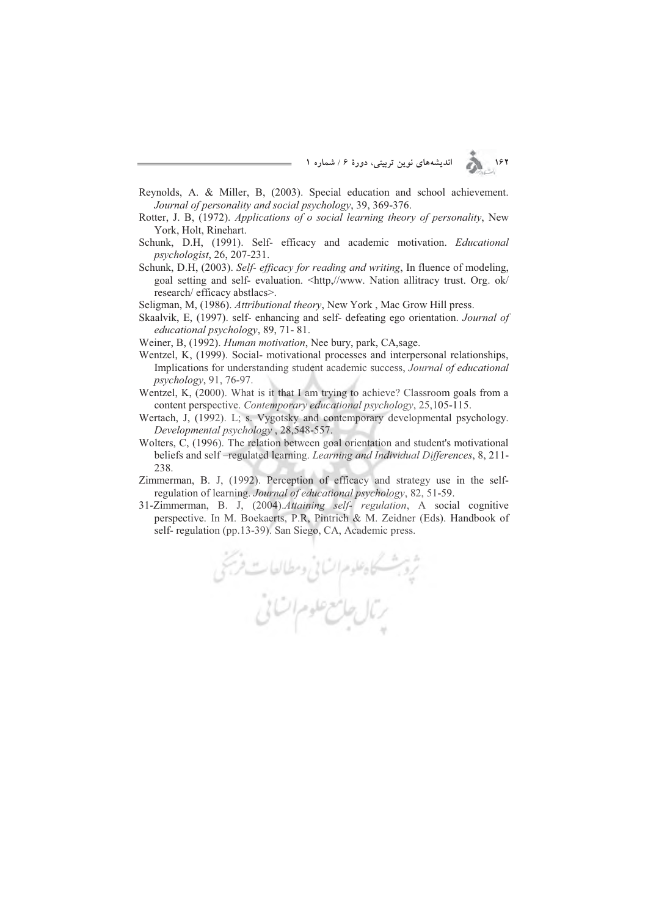Reynolds, A. & Miller, B, (2003). Special education and school achievement. *Journal of personality and social psychology*, 39, 369-376.

Rotter, J. B, (1972). *Applications of o social learning theory of personality*, New York, Holt, Rinehart.

Schunk, D.H, (1991). Self- efficacy and academic motivation. *Educational psychologist*, 26, 207-231.

Schunk, D.H, (2003). *Self- efficacy for reading and writing*, In fluence of modeling, goal setting and self- evaluation. <http,//www. Nation allitracy trust. Org. ok/ research/ efficacy abstlacs>.

Seligman, M, (1986). *Attributional theory*, New York , Mac Grow Hill press.

Skaalvik, E, (1997). self- enhancing and self- defeating ego orientation. *Journal of educational psychology*, 89, 71- 81.

Weiner, B, (1992). *Human motivation*, Nee bury, park, CA,sage.

Wentzel, K, (1999). Social- motivational processes and interpersonal relationships, Implications for understanding student academic success, *Journal of educational psychology*, 91, 76-97.

Wentzel, K, (2000). What is it that I am trying to achieve? Classroom goals from a content perspective. *Contemporary educational psychology*, 25,105-115.

Wertach, J, (1992). L; s. Vygotsky and contemporary developmental psychology. *Developmental psychology* , 28,548-557.

Wolters, C, (1996). The relation between goal orientation and student's motivational beliefs and self –regulated learning. *Learning and Individual Differences*, 8, 211-238.

Zimmerman, B. J, (1992). Perception of efficacy and strategy use in the self-regulation of learning. *Journal of educational psychology*, 82, 51-59.

31-Zimmerman, B. J, (2004).*Attaining self- regulation*, A social cognitive perspective. In M. Boekaerts, P.R, Pintrich & M. Zeidner (Eds). Handbook of self- regulation (pp.13-39). San Siego, CA, Academic press.